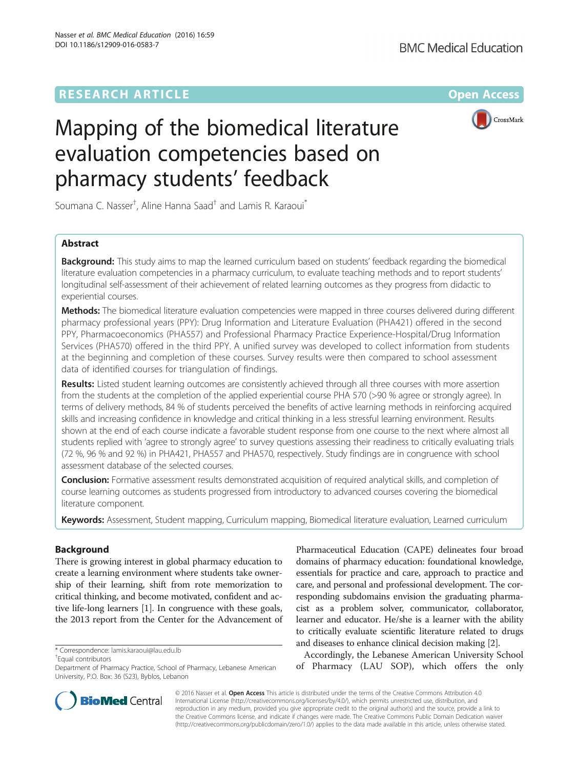RESEARCH ARTICLE

Open Access

# Mapping of the biomedical literature evaluation competencies based on pharmacy students' feedback

Soumana C. Nasser[†], Aline Hanna Saad[†] and Lamis R. Karaoui[*]

## Abstract

**Background:** This study aims to map the learned curriculum based on students' feedback regarding the biomedical literature evaluation competencies in a pharmacy curriculum, to evaluate teaching methods and to report students' longitudinal self-assessment of their achievement of related learning outcomes as they progress from didactic to experiential courses.

**Methods:** The biomedical literature evaluation competencies were mapped in three courses delivered during different pharmacy professional years (PPY): Drug Information and Literature Evaluation (PHA421) offered in the second PPY, Pharmacoeconomics (PHA557) and Professional Pharmacy Practice Experience-Hospital/Drug Information Services (PHA570) offered in the third PPY. A unified survey was developed to collect information from students at the beginning and completion of these courses. Survey results were then compared to school assessment data of identified courses for triangulation of findings.

**Results:** Listed student learning outcomes are consistently achieved through all three courses with more assertion from the students at the completion of the applied experiential course PHA 570 (>90 % agree or strongly agree). In terms of delivery methods, 84 % of students perceived the benefits of active learning methods in reinforcing acquired skills and increasing confidence in knowledge and critical thinking in a less stressful learning environment. Results shown at the end of each course indicate a favorable student response from one course to the next where almost all students replied with 'agree to strongly agree' to survey questions assessing their readiness to critically evaluating trials (72 %, 96 % and 92 %) in PHA421, PHA557 and PHA570, respectively. Study findings are in congruence with school assessment database of the selected courses.

**Conclusion:** Formative assessment results demonstrated acquisition of required analytical skills, and completion of course learning outcomes as students progressed from introductory to advanced courses covering the biomedical literature component.

**Keywords:** Assessment, Student mapping, Curriculum mapping, Biomedical literature evaluation, Learned curriculum

## Background

There is growing interest in global pharmacy education to create a learning environment where students take ownership of their learning, shift from rote memorization to critical thinking, and become motivated, confident and active life-long learners [1]. In congruence with these goals, the 2013 report from the Center for the Advancement of Pharmaceutical Education (CAPE) delineates four broad domains of pharmacy education: foundational knowledge, essentials for practice and care, approach to practice and care, and personal and professional development. The corresponding subdomains envision the graduating pharmacist as a problem solver, communicator, collaborator, learner and educator. He/she is a learner with the ability to critically evaluate scientific literature related to drugs and diseases to enhance clinical decision making [2].

Accordingly, the Lebanese American University School of Pharmacy (LAU SOP), which offers the only

\* Correspondence: lamis.karaoui@lau.edu.lb

[†]Equal contributors

Department of Pharmacy Practice, School of Pharmacy, Lebanese American University, P.O. Box: 36 (S23), Byblos, Lebanon

© 2016 Nasser et al. **Open Access** This article is distributed under the terms of the Creative Commons Attribution 4.0 International License (http://creativecommons.org/licenses/by/4.0/), which permits unrestricted use, distribution, and reproduction in any medium, provided you give appropriate credit to the original author(s) and the source, provide a link to the Creative Commons license, and indicate if changes were made. The Creative Commons Public Domain Dedication waiver (http://creativecommons.org/publicdomain/zero/1.0/) applies to the data made available in this article, unless otherwise stated.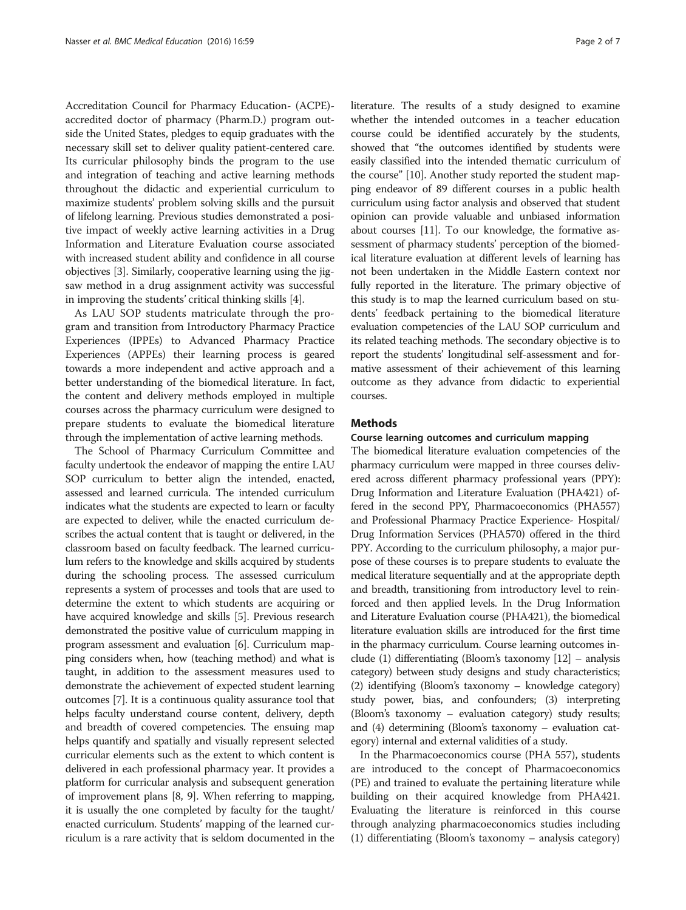Accreditation Council for Pharmacy Education- (ACPE)-accredited doctor of pharmacy (Pharm.D.) program outside the United States, pledges to equip graduates with the necessary skill set to deliver quality patient-centered care. Its curricular philosophy binds the program to the use and integration of teaching and active learning methods throughout the didactic and experiential curriculum to maximize students' problem solving skills and the pursuit of lifelong learning. Previous studies demonstrated a positive impact of weekly active learning activities in a Drug Information and Literature Evaluation course associated with increased student ability and confidence in all course objectives [3]. Similarly, cooperative learning using the jigsaw method in a drug assignment activity was successful in improving the students' critical thinking skills [4].

As LAU SOP students matriculate through the program and transition from Introductory Pharmacy Practice Experiences (IPPEs) to Advanced Pharmacy Practice Experiences (APPEs) their learning process is geared towards a more independent and active approach and a better understanding of the biomedical literature. In fact, the content and delivery methods employed in multiple courses across the pharmacy curriculum were designed to prepare students to evaluate the biomedical literature through the implementation of active learning methods.

The School of Pharmacy Curriculum Committee and faculty undertook the endeavor of mapping the entire LAU SOP curriculum to better align the intended, enacted, assessed and learned curricula. The intended curriculum indicates what the students are expected to learn or faculty are expected to deliver, while the enacted curriculum describes the actual content that is taught or delivered, in the classroom based on faculty feedback. The learned curriculum refers to the knowledge and skills acquired by students during the schooling process. The assessed curriculum represents a system of processes and tools that are used to determine the extent to which students are acquiring or have acquired knowledge and skills [5]. Previous research demonstrated the positive value of curriculum mapping in program assessment and evaluation [6]. Curriculum mapping considers when, how (teaching method) and what is taught, in addition to the assessment measures used to demonstrate the achievement of expected student learning outcomes [7]. It is a continuous quality assurance tool that helps faculty understand course content, delivery, depth and breadth of covered competencies. The ensuing map helps quantify and spatially and visually represent selected curricular elements such as the extent to which content is delivered in each professional pharmacy year. It provides a platform for curricular analysis and subsequent generation of improvement plans [8, 9]. When referring to mapping, it is usually the one completed by faculty for the taught/enacted curriculum. Students' mapping of the learned curriculum is a rare activity that is seldom documented in the literature. The results of a study designed to examine whether the intended outcomes in a teacher education course could be identified accurately by the students, showed that "the outcomes identified by students were easily classified into the intended thematic curriculum of the course" [10]. Another study reported the student mapping endeavor of 89 different courses in a public health curriculum using factor analysis and observed that student opinion can provide valuable and unbiased information about courses [11]. To our knowledge, the formative assessment of pharmacy students' perception of the biomedical literature evaluation at different levels of learning has not been undertaken in the Middle Eastern context nor fully reported in the literature. The primary objective of this study is to map the learned curriculum based on students' feedback pertaining to the biomedical literature evaluation competencies of the LAU SOP curriculum and its related teaching methods. The secondary objective is to report the students' longitudinal self-assessment and formative assessment of their achievement of this learning outcome as they advance from didactic to experiential courses.

## Methods

### Course learning outcomes and curriculum mapping

The biomedical literature evaluation competencies of the pharmacy curriculum were mapped in three courses delivered across different pharmacy professional years (PPY): Drug Information and Literature Evaluation (PHA421) offered in the second PPY, Pharmacoeconomics (PHA557) and Professional Pharmacy Practice Experience- Hospital/Drug Information Services (PHA570) offered in the third PPY. According to the curriculum philosophy, a major purpose of these courses is to prepare students to evaluate the medical literature sequentially and at the appropriate depth and breadth, transitioning from introductory level to reinforced and then applied levels. In the Drug Information and Literature Evaluation course (PHA421), the biomedical literature evaluation skills are introduced for the first time in the pharmacy curriculum. Course learning outcomes include (1) differentiating (Bloom's taxonomy [12] – analysis category) between study designs and study characteristics; (2) identifying (Bloom's taxonomy – knowledge category) study power, bias, and confounders; (3) interpreting (Bloom's taxonomy – evaluation category) study results; and (4) determining (Bloom's taxonomy – evaluation category) internal and external validities of a study.

In the Pharmacoeconomics course (PHA 557), students are introduced to the concept of Pharmacoeconomics (PE) and trained to evaluate the pertaining literature while building on their acquired knowledge from PHA421. Evaluating the literature is reinforced in this course through analyzing pharmacoeconomics studies including (1) differentiating (Bloom's taxonomy – analysis category)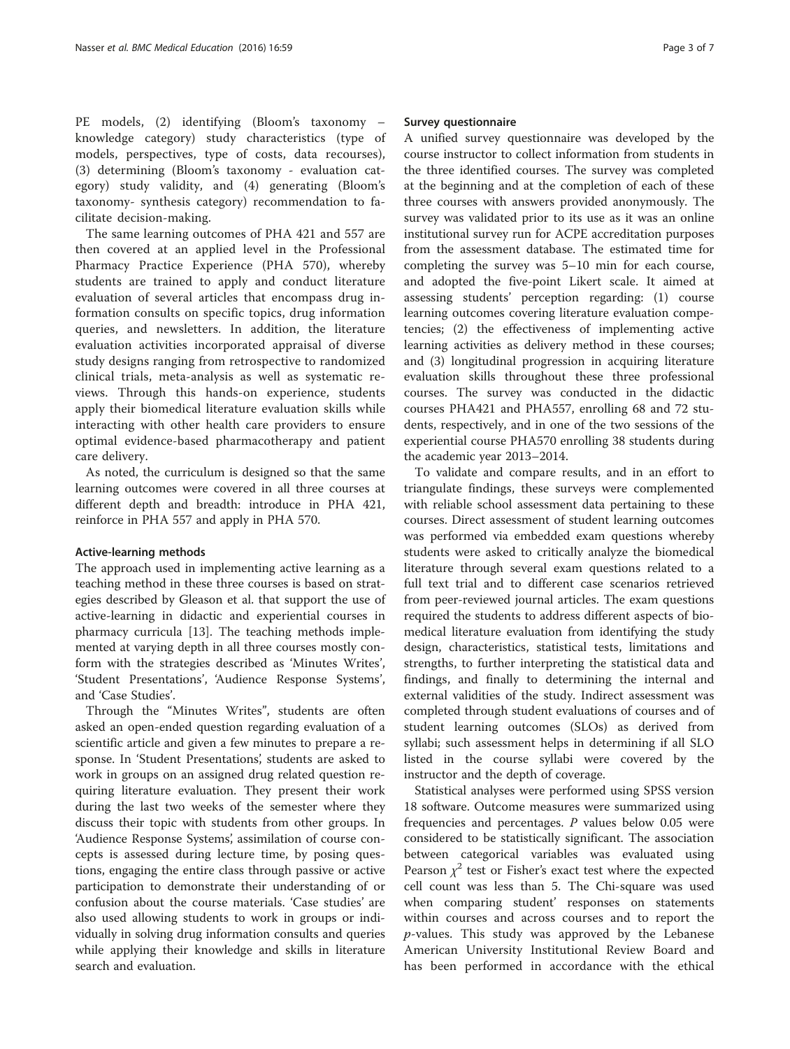PE models, (2) identifying (Bloom's taxonomy – knowledge category) study characteristics (type of models, perspectives, type of costs, data recourses), (3) determining (Bloom's taxonomy - evaluation category) study validity, and (4) generating (Bloom's taxonomy- synthesis category) recommendation to facilitate decision-making.

The same learning outcomes of PHA 421 and 557 are then covered at an applied level in the Professional Pharmacy Practice Experience (PHA 570), whereby students are trained to apply and conduct literature evaluation of several articles that encompass drug information consults on specific topics, drug information queries, and newsletters. In addition, the literature evaluation activities incorporated appraisal of diverse study designs ranging from retrospective to randomized clinical trials, meta-analysis as well as systematic reviews. Through this hands-on experience, students apply their biomedical literature evaluation skills while interacting with other health care providers to ensure optimal evidence-based pharmacotherapy and patient care delivery.

As noted, the curriculum is designed so that the same learning outcomes were covered in all three courses at different depth and breadth: introduce in PHA 421, reinforce in PHA 557 and apply in PHA 570.

#### Active-learning methods

The approach used in implementing active learning as a teaching method in these three courses is based on strategies described by Gleason et al. that support the use of active-learning in didactic and experiential courses in pharmacy curricula [13]. The teaching methods implemented at varying depth in all three courses mostly conform with the strategies described as 'Minutes Writes', 'Student Presentations', 'Audience Response Systems', and 'Case Studies'.

Through the "Minutes Writes", students are often asked an open-ended question regarding evaluation of a scientific article and given a few minutes to prepare a response. In 'Student Presentations', students are asked to work in groups on an assigned drug related question requiring literature evaluation. They present their work during the last two weeks of the semester where they discuss their topic with students from other groups. In 'Audience Response Systems', assimilation of course concepts is assessed during lecture time, by posing questions, engaging the entire class through passive or active participation to demonstrate their understanding of or confusion about the course materials. 'Case studies' are also used allowing students to work in groups or individually in solving drug information consults and queries while applying their knowledge and skills in literature search and evaluation.

#### Survey questionnaire

A unified survey questionnaire was developed by the course instructor to collect information from students in the three identified courses. The survey was completed at the beginning and at the completion of each of these three courses with answers provided anonymously. The survey was validated prior to its use as it was an online institutional survey run for ACPE accreditation purposes from the assessment database. The estimated time for completing the survey was 5–10 min for each course, and adopted the five-point Likert scale. It aimed at assessing students' perception regarding: (1) course learning outcomes covering literature evaluation competencies; (2) the effectiveness of implementing active learning activities as delivery method in these courses; and (3) longitudinal progression in acquiring literature evaluation skills throughout these three professional courses. The survey was conducted in the didactic courses PHA421 and PHA557, enrolling 68 and 72 students, respectively, and in one of the two sessions of the experiential course PHA570 enrolling 38 students during the academic year 2013–2014.

To validate and compare results, and in an effort to triangulate findings, these surveys were complemented with reliable school assessment data pertaining to these courses. Direct assessment of student learning outcomes was performed via embedded exam questions whereby students were asked to critically analyze the biomedical literature through several exam questions related to a full text trial and to different case scenarios retrieved from peer-reviewed journal articles. The exam questions required the students to address different aspects of biomedical literature evaluation from identifying the study design, characteristics, statistical tests, limitations and strengths, to further interpreting the statistical data and findings, and finally to determining the internal and external validities of the study. Indirect assessment was completed through student evaluations of courses and of student learning outcomes (SLOs) as derived from syllabi; such assessment helps in determining if all SLO listed in the course syllabi were covered by the instructor and the depth of coverage.

Statistical analyses were performed using SPSS version 18 software. Outcome measures were summarized using frequencies and percentages. *P* values below 0.05 were considered to be statistically significant. The association between categorical variables was evaluated using Pearson $\chi^2$ test or Fisher's exact test where the expected cell count was less than 5. The Chi-square was used when comparing student' responses on statements within courses and across courses and to report the *p*-values. This study was approved by the Lebanese American University Institutional Review Board and has been performed in accordance with the ethical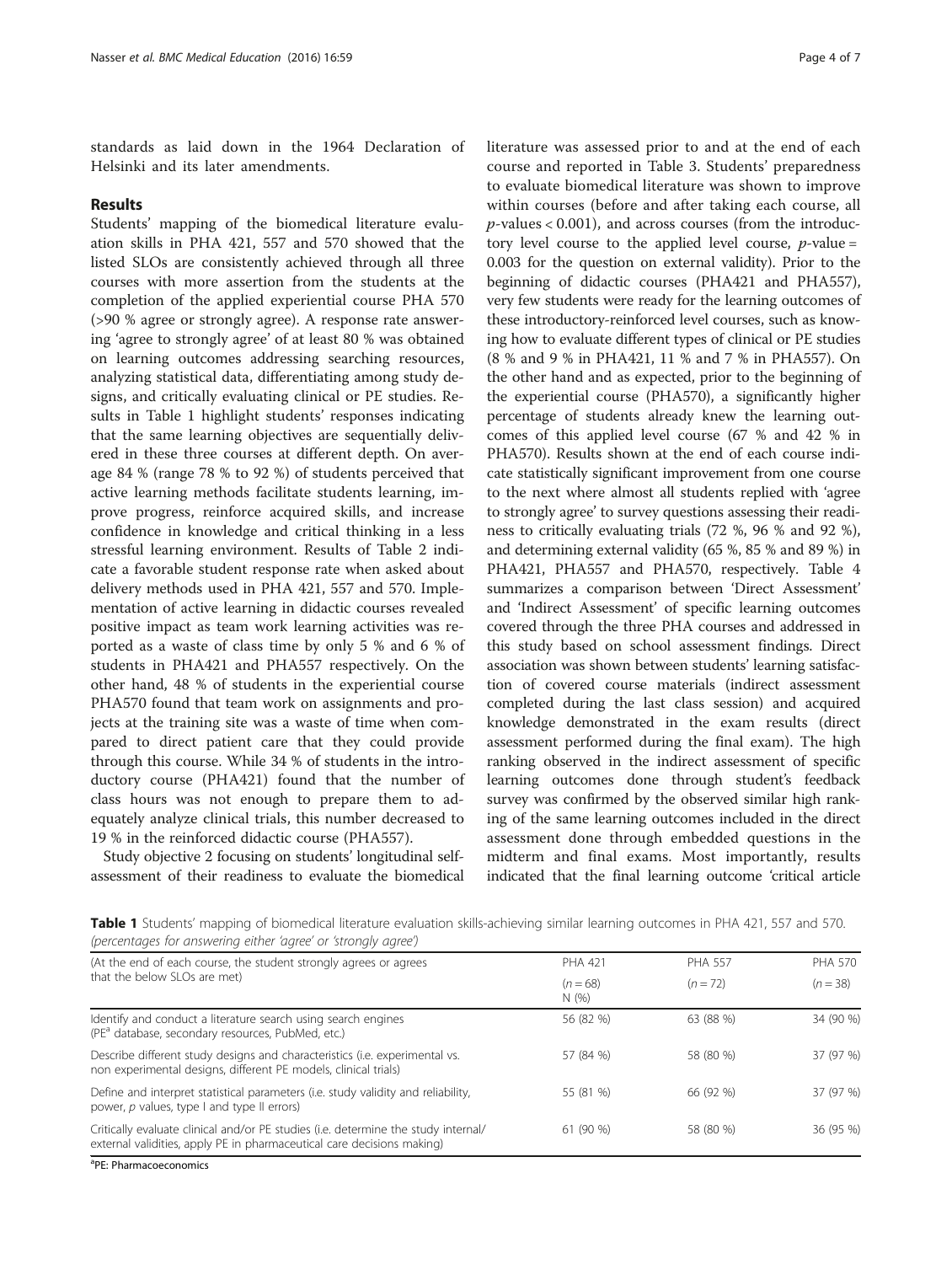standards as laid down in the 1964 Declaration of Helsinki and its later amendments.

## Results

Students' mapping of the biomedical literature evaluation skills in PHA 421, 557 and 570 showed that the listed SLOs are consistently achieved through all three courses with more assertion from the students at the completion of the applied experiential course PHA 570 (>90 % agree or strongly agree). A response rate answering 'agree to strongly agree' of at least 80 % was obtained on learning outcomes addressing searching resources, analyzing statistical data, differentiating among study designs, and critically evaluating clinical or PE studies. Results in Table 1 highlight students' responses indicating that the same learning objectives are sequentially delivered in these three courses at different depth. On average 84 % (range 78 % to 92 %) of students perceived that active learning methods facilitate students learning, improve progress, reinforce acquired skills, and increase confidence in knowledge and critical thinking in a less stressful learning environment. Results of Table 2 indicate a favorable student response rate when asked about delivery methods used in PHA 421, 557 and 570. Implementation of active learning in didactic courses revealed positive impact as team work learning activities was reported as a waste of class time by only 5 % and 6 % of students in PHA421 and PHA557 respectively. On the other hand, 48 % of students in the experiential course PHA570 found that team work on assignments and projects at the training site was a waste of time when compared to direct patient care that they could provide through this course. While 34 % of students in the introductory course (PHA421) found that the number of class hours was not enough to prepare them to adequately analyze clinical trials, this number decreased to 19 % in the reinforced didactic course (PHA557).

Study objective 2 focusing on students' longitudinal self-assessment of their readiness to evaluate the biomedical literature was assessed prior to and at the end of each course and reported in Table 3. Students' preparedness to evaluate biomedical literature was shown to improve within courses (before and after taking each course, all $p$-values < 0.001), and across courses (from the introductory level course to the applied level course, $p$-value = 0.003 for the question on external validity). Prior to the beginning of didactic courses (PHA421 and PHA557), very few students were ready for the learning outcomes of these introductory-reinforced level courses, such as knowing how to evaluate different types of clinical or PE studies (8 % and 9 % in PHA421, 11 % and 7 % in PHA557). On the other hand and as expected, prior to the beginning of the experiential course (PHA570), a significantly higher percentage of students already knew the learning outcomes of this applied level course (67 % and 42 % in PHA570). Results shown at the end of each course indicate statistically significant improvement from one course to the next where almost all students replied with 'agree to strongly agree' to survey questions assessing their readiness to critically evaluating trials (72 %, 96 % and 92 %), and determining external validity (65 %, 85 % and 89 %) in PHA421, PHA557 and PHA570, respectively. Table 4 summarizes a comparison between 'Direct Assessment' and 'Indirect Assessment' of specific learning outcomes covered through the three PHA courses and addressed in this study based on school assessment findings. Direct association was shown between students' learning satisfaction of covered course materials (indirect assessment completed during the last class session) and acquired knowledge demonstrated in the exam results (direct assessment performed during the final exam). The high ranking observed in the indirect assessment of specific learning outcomes done through student's feedback survey was confirmed by the observed similar high ranking of the same learning outcomes included in the direct assessment done through embedded questions in the midterm and final exams. Most importantly, results indicated that the final learning outcome 'critical article

**Table 1** Students' mapping of biomedical literature evaluation skills-achieving similar learning outcomes in PHA 421, 557 and 570. *(percentages for answering either 'agree' or 'strongly agree')*

| (At the end of each course, the student strongly agrees or agrees that the below SLOs are met) | PHA 421 ($n = 68$) N (%) | PHA 557 ($n = 72$) | PHA 570 ($n = 38$) |
|---|---|---|---|
| Identify and conduct a literature search using search engines (PE[a] database, secondary resources, PubMed, etc.) | 56 (82 %) | 63 (88 %) | 34 (90 %) |
| Describe different study designs and characteristics (i.e. experimental vs. non experimental designs, different PE models, clinical trials) | 57 (84 %) | 58 (80 %) | 37 (97 %) |
| Define and interpret statistical parameters (i.e. study validity and reliability, power, $p$ values, type I and type II errors) | 55 (81 %) | 66 (92 %) | 37 (97 %) |
| Critically evaluate clinical and/or PE studies (i.e. determine the study internal/external validities, apply PE in pharmaceutical care decisions making) | 61 (90 %) | 58 (80 %) | 36 (95 %) |

[a]PE: Pharmacoeconomics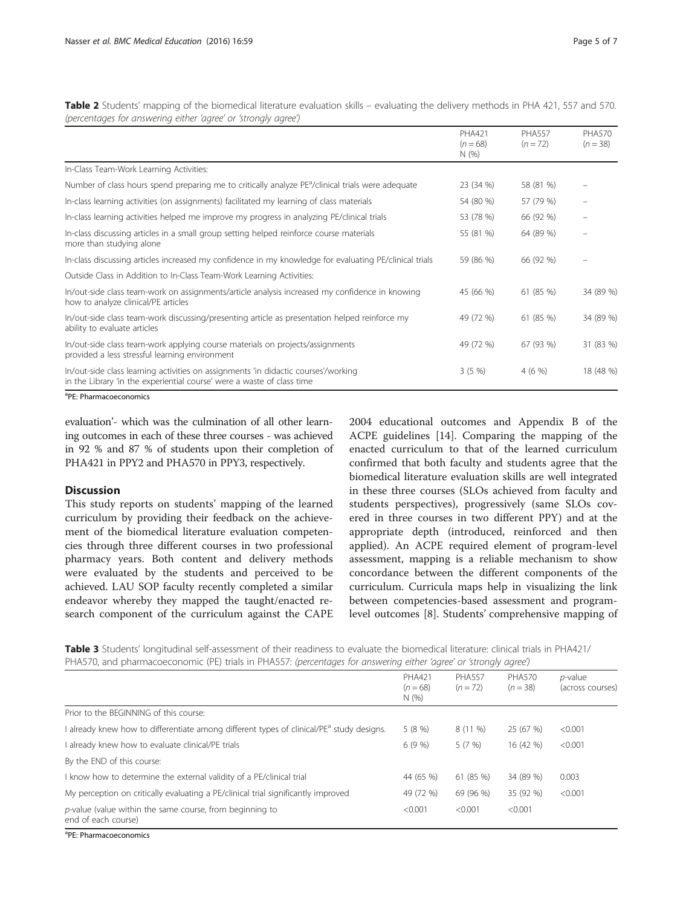**Table 2** Students' mapping of the biomedical literature evaluation skills – evaluating the delivery methods in PHA 421, 557 and 570. *(percentages for answering either 'agree' or 'strongly agree')*

| | PHA421 ($n = 68$) N (%) | PHA557 ($n = 72$) | PHA570 ($n = 38$) |
|---|---|---|---|
| In-Class Team-Work Learning Activities: | | | |
| Number of class hours spend preparing me to critically analyze PE[a]/clinical trials were adequate | 23 (34 %) | 58 (81 %) | – |
| In-class learning activities (on assignments) facilitated my learning of class materials | 54 (80 %) | 57 (79 %) | – |
| In-class learning activities helped me improve my progress in analyzing PE/clinical trials | 53 (78 %) | 66 (92 %) | – |
| In-class discussing articles in a small group setting helped reinforce course materials more than studying alone | 55 (81 %) | 64 (89 %) | – |
| In-class discussing articles increased my confidence in my knowledge for evaluating PE/clinical trials | 59 (86 %) | 66 (92 %) | – |
| Outside Class in Addition to In-Class Team-Work Learning Activities: | | | |
| In/out-side class team-work on assignments/article analysis increased my confidence in knowing how to analyze clinical/PE articles | 45 (66 %) | 61 (85 %) | 34 (89 %) |
| In/out-side class team-work discussing/presenting article as presentation helped reinforce my ability to evaluate articles | 49 (72 %) | 61 (85 %) | 34 (89 %) |
| In/out-side class team-work applying course materials on projects/assignments provided a less stressful learning environment | 49 (72 %) | 67 (93 %) | 31 (83 %) |
| In/out-side class learning activities on assignments 'in didactic courses'/working in the Library 'in the experiential course' were a waste of class time | 3 (5 %) | 4 (6 %) | 18 (48 %) |

[a]PE: Pharmacoeconomics

evaluation'- which was the culmination of all other learning outcomes in each of these three courses - was achieved in 92 % and 87 % of students upon their completion of PHA421 in PPY2 and PHA570 in PPY3, respectively.

## Discussion

This study reports on students' mapping of the learned curriculum by providing their feedback on the achievement of the biomedical literature evaluation competencies through three different courses in two professional pharmacy years. Both content and delivery methods were evaluated by the students and perceived to be achieved. LAU SOP faculty recently completed a similar endeavor whereby they mapped the taught/enacted research component of the curriculum against the CAPE 2004 educational outcomes and Appendix B of the ACPE guidelines [14]. Comparing the mapping of the enacted curriculum to that of the learned curriculum confirmed that both faculty and students agree that the biomedical literature evaluation skills are well integrated in these three courses (SLOs achieved from faculty and students perspectives), progressively (same SLOs covered in three courses in two different PPY) and at the appropriate depth (introduced, reinforced and then applied). An ACPE required element of program-level assessment, mapping is a reliable mechanism to show concordance between the different components of the curriculum. Curricula maps help in visualizing the link between competencies-based assessment and program-level outcomes [8]. Students' comprehensive mapping of

**Table 3** Students' longitudinal self-assessment of their readiness to evaluate the biomedical literature: clinical trials in PHA421/PHA570, and pharmacoeconomic (PE) trials in PHA557: *(percentages for answering either 'agree' or 'strongly agree')*

| | PHA421 ($n = 68$) N (%) | PHA557 ($n = 72$) | PHA570 ($n = 38$) | *p*-value (across courses) |
|---|---|---|---|---|
| Prior to the BEGINNING of this course: | | | | |
| I already knew how to differentiate among different types of clinical/PE[a] study designs. | 5 (8 %) | 8 (11 %) | 25 (67 %) | <0.001 |
| I already knew how to evaluate clinical/PE trials | 6 (9 %) | 5 (7 %) | 16 (42 %) | <0.001 |
| By the END of this course: | | | | |
| I know how to determine the external validity of a PE/clinical trial | 44 (65 %) | 61 (85 %) | 34 (89 %) | 0.003 |
| My perception on critically evaluating a PE/clinical trial significantly improved | 49 (72 %) | 69 (96 %) | 35 (92 %) | <0.001 |
| *p*-value (value within the same course, from beginning to end of each course) | <0.001 | <0.001 | <0.001 | |

[a]PE: Pharmacoeconomics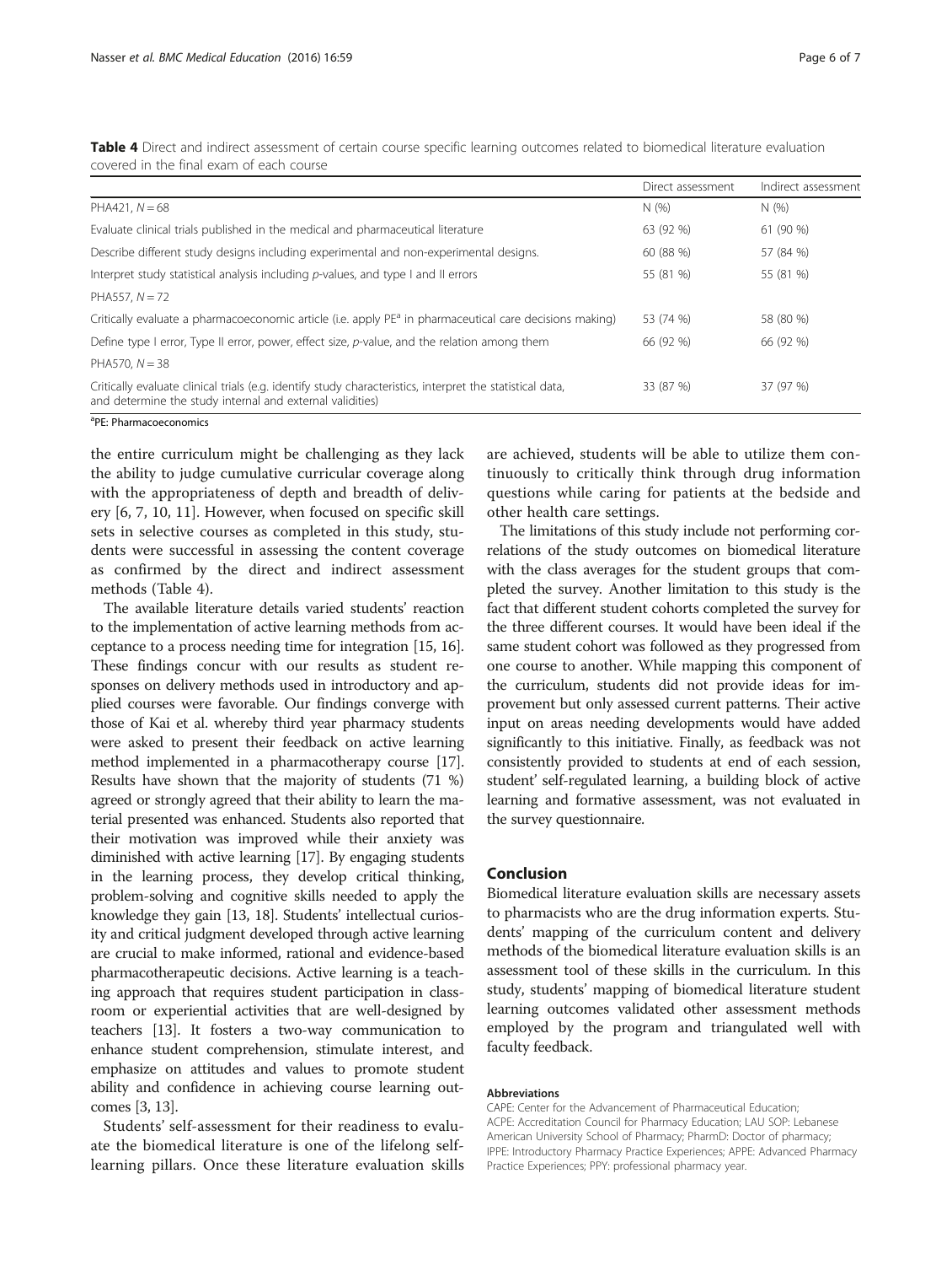**Table 4** Direct and indirect assessment of certain course specific learning outcomes related to biomedical literature evaluation covered in the final exam of each course

| | Direct assessment | Indirect assessment |
|---|---|---|
| PHA421, $N = 68$ | N (%) | N (%) |
| Evaluate clinical trials published in the medical and pharmaceutical literature | 63 (92 %) | 61 (90 %) |
| Describe different study designs including experimental and non-experimental designs. | 60 (88 %) | 57 (84 %) |
| Interpret study statistical analysis including *p*-values, and type I and II errors | 55 (81 %) | 55 (81 %) |
| PHA557, $N = 72$ | | |
| Critically evaluate a pharmacoeconomic article (i.e. apply PE[a] in pharmaceutical care decisions making) | 53 (74 %) | 58 (80 %) |
| Define type I error, Type II error, power, effect size, *p*-value, and the relation among them | 66 (92 %) | 66 (92 %) |
| PHA570, $N = 38$ | | |
| Critically evaluate clinical trials (e.g. identify study characteristics, interpret the statistical data, and determine the study internal and external validities) | 33 (87 %) | 37 (97 %) |

[a]PE: Pharmacoeconomics

the entire curriculum might be challenging as they lack the ability to judge cumulative curricular coverage along with the appropriateness of depth and breadth of delivery [6, 7, 10, 11]. However, when focused on specific skill sets in selective courses as completed in this study, students were successful in assessing the content coverage as confirmed by the direct and indirect assessment methods (Table 4).

The available literature details varied students' reaction to the implementation of active learning methods from acceptance to a process needing time for integration [15, 16]. These findings concur with our results as student responses on delivery methods used in introductory and applied courses were favorable. Our findings converge with those of Kai et al. whereby third year pharmacy students were asked to present their feedback on active learning method implemented in a pharmacotherapy course [17]. Results have shown that the majority of students (71 %) agreed or strongly agreed that their ability to learn the material presented was enhanced. Students also reported that their motivation was improved while their anxiety was diminished with active learning [17]. By engaging students in the learning process, they develop critical thinking, problem-solving and cognitive skills needed to apply the knowledge they gain [13, 18]. Students' intellectual curiosity and critical judgment developed through active learning are crucial to make informed, rational and evidence-based pharmacotherapeutic decisions. Active learning is a teaching approach that requires student participation in classroom or experiential activities that are well-designed by teachers [13]. It fosters a two-way communication to enhance student comprehension, stimulate interest, and emphasize on attitudes and values to promote student ability and confidence in achieving course learning outcomes [3, 13].

Students' self-assessment for their readiness to evaluate the biomedical literature is one of the lifelong self-learning pillars. Once these literature evaluation skills are achieved, students will be able to utilize them continuously to critically think through drug information questions while caring for patients at the bedside and other health care settings.

The limitations of this study include not performing correlations of the study outcomes on biomedical literature with the class averages for the student groups that completed the survey. Another limitation to this study is the fact that different student cohorts completed the survey for the three different courses. It would have been ideal if the same student cohort was followed as they progressed from one course to another. While mapping this component of the curriculum, students did not provide ideas for improvement but only assessed current patterns. Their active input on areas needing developments would have added significantly to this initiative. Finally, as feedback was not consistently provided to students at end of each session, student' self-regulated learning, a building block of active learning and formative assessment, was not evaluated in the survey questionnaire.

## Conclusion

Biomedical literature evaluation skills are necessary assets to pharmacists who are the drug information experts. Students' mapping of the curriculum content and delivery methods of the biomedical literature evaluation skills is an assessment tool of these skills in the curriculum. In this study, students' mapping of biomedical literature student learning outcomes validated other assessment methods employed by the program and triangulated well with faculty feedback.

#### Abbreviations

CAPE: Center for the Advancement of Pharmaceutical Education; ACPE: Accreditation Council for Pharmacy Education; LAU SOP: Lebanese American University School of Pharmacy; PharmD: Doctor of pharmacy; IPPE: Introductory Pharmacy Practice Experiences; APPE: Advanced Pharmacy Practice Experiences; PPY: professional pharmacy year.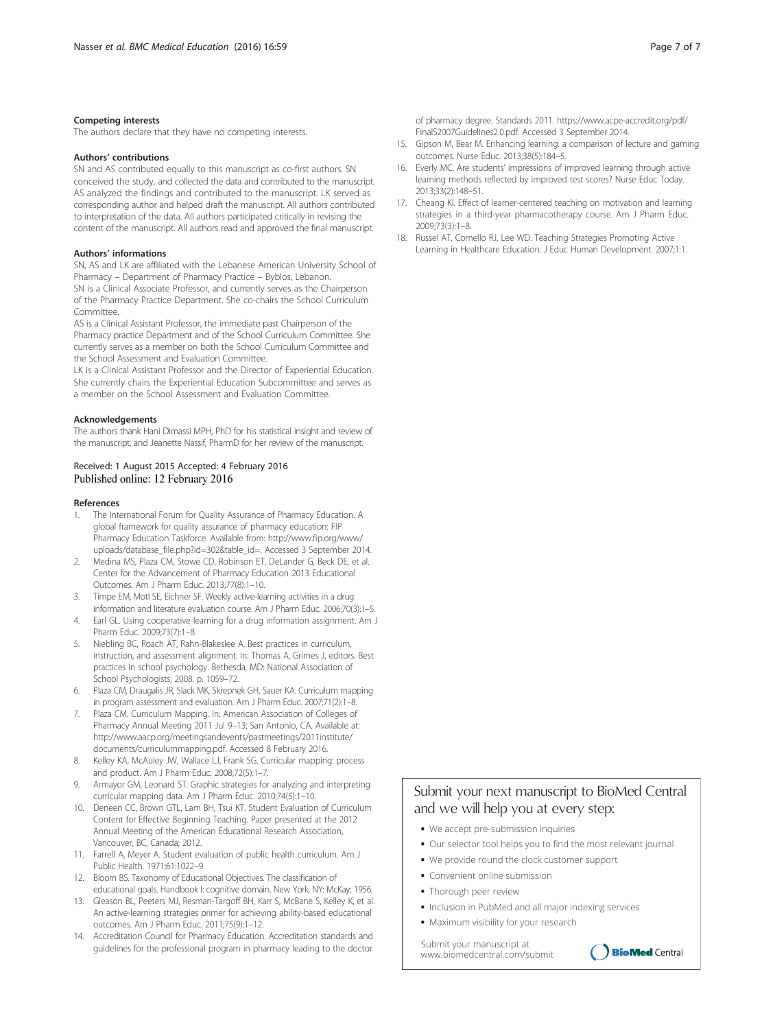### Competing interests

The authors declare that they have no competing interests.

### Authors' contributions

SN and AS contributed equally to this manuscript as co-first authors. SN conceived the study, and collected the data and contributed to the manuscript. AS analyzed the findings and contributed to the manuscript. LK served as corresponding author and helped draft the manuscript. All authors contributed to interpretation of the data. All authors participated critically in revising the content of the manuscript. All authors read and approved the final manuscript.

### Authors' informations

SN, AS and LK are affiliated with the Lebanese American University School of Pharmacy – Department of Pharmacy Practice – Byblos, Lebanon.

SN is a Clinical Associate Professor, and currently serves as the Chairperson of the Pharmacy Practice Department. She co-chairs the School Curriculum Committee.

AS is a Clinical Assistant Professor, the immediate past Chairperson of the Pharmacy practice Department and of the School Curriculum Committee. She currently serves as a member on both the School Curriculum Committee and the School Assessment and Evaluation Committee.

LK is a Clinical Assistant Professor and the Director of Experiential Education. She currently chairs the Experiential Education Subcommittee and serves as a member on the School Assessment and Evaluation Committee.

### Acknowledgements

The authors thank Hani Dimassi MPH, PhD for his statistical insight and review of the manuscript, and Jeanette Nassif, PharmD for her review of the manuscript.

Received: 1 August 2015 Accepted: 4 February 2016
Published online: 12 February 2016

### References

1. The International Forum for Quality Assurance of Pharmacy Education. A global framework for quality assurance of pharmacy education: FIP Pharmacy Education Taskforce. Available from: http://www.fip.org/www/uploads/database_file.php?id=302&table_id=. Accessed 3 September 2014.
2. Medina MS, Plaza CM, Stowe CD, Robinson ET, DeLander G, Beck DE, et al. Center for the Advancement of Pharmacy Education 2013 Educational Outcomes. Am J Pharm Educ. 2013;77(8):1–10.
3. Timpe EM, Motl SE, Eichner SF. Weekly active-learning activities in a drug information and literature evaluation course. Am J Pharm Educ. 2006;70(3):1–5.
4. Earl GL. Using cooperative learning for a drug information assignment. Am J Pharm Educ. 2009;73(7):1–8.
5. Niebling BC, Roach AT, Rahn-Blakeslee A. Best practices in curriculum, instruction, and assessment alignment. In: Thomas A, Grimes J, editors. Best practices in school psychology. Bethesda, MD: National Association of School Psychologists; 2008. p. 1059–72.
6. Plaza CM, Draugalis JR, Slack MK, Skrepnek GH, Sauer KA. Curriculum mapping in program assessment and evaluation. Am J Pharm Educ. 2007;71(2):1–8.
7. Plaza CM. Curriculum Mapping. In: American Association of Colleges of Pharmacy Annual Meeting 2011 Jul 9–13; San Antonio, CA. Available at: http://www.aacp.org/meetingsandevents/pastmeetings/2011institute/documents/curriculummapping.pdf. Accessed 8 February 2016.
8. Kelley KA, McAuley JW, Wallace LJ, Frank SG. Curricular mapping: process and product. Am J Pharm Educ. 2008;72(5):1–7.
9. Armayor GM, Leonard ST. Graphic strategies for analyzing and interpreting curricular mapping data. Am J Pharm Educ. 2010;74(5):1–10.
10. Deneen CC, Brown GTL, Lam BH, Tsui KT. Student Evaluation of Curriculum Content for Effective Beginning Teaching. Paper presented at the 2012 Annual Meeting of the American Educational Research Association, Vancouver, BC, Canada; 2012.
11. Farrell A, Meyer A. Student evaluation of public health curriculum. Am J Public Health. 1971;61:1022–9.
12. Bloom BS. Taxonomy of Educational Objectives. The classification of educational goals. Handbook I: cognitive domain. New York, NY: McKay; 1956.
13. Gleason BL, Peeters MJ, Resman-Targoff BH, Karr S, McBane S, Kelley K, et al. An active-learning strategies primer for achieving ability-based educational outcomes. Am J Pharm Educ. 2011;75(9):1–12.
14. Accreditation Council for Pharmacy Education. Accreditation standards and guidelines for the professional program in pharmacy leading to the doctor of pharmacy degree. Standards 2011. https://www.acpe-accredit.org/pdf/FinalS2007Guidelines2.0.pdf. Accessed 3 September 2014.
15. Gipson M, Bear M. Enhancing learning: a comparison of lecture and gaming outcomes. Nurse Educ. 2013;38(5):184–5.
16. Everly MC. Are students' impressions of improved learning through active learning methods reflected by improved test scores? Nurse Educ Today. 2013;33(2):148–51.
17. Cheang KI. Effect of learner-centered teaching on motivation and learning strategies in a third-year pharmacotherapy course. Am J Pharm Educ. 2009;73(3):1–8.
18. Russel AT, Comello RJ, Lee WD. Teaching Strategies Promoting Active Learning in Healthcare Education. J Educ Human Development. 2007;1:1.

Submit your next manuscript to BioMed Central and we will help you at every step:

- We accept pre-submission inquiries
- Our selector tool helps you to find the most relevant journal
- We provide round the clock customer support
- Convenient online submission
- Thorough peer review
- Inclusion in PubMed and all major indexing services
- Maximum visibility for your research

Submit your manuscript at www.biomedcentral.com/submit

BioMed Central